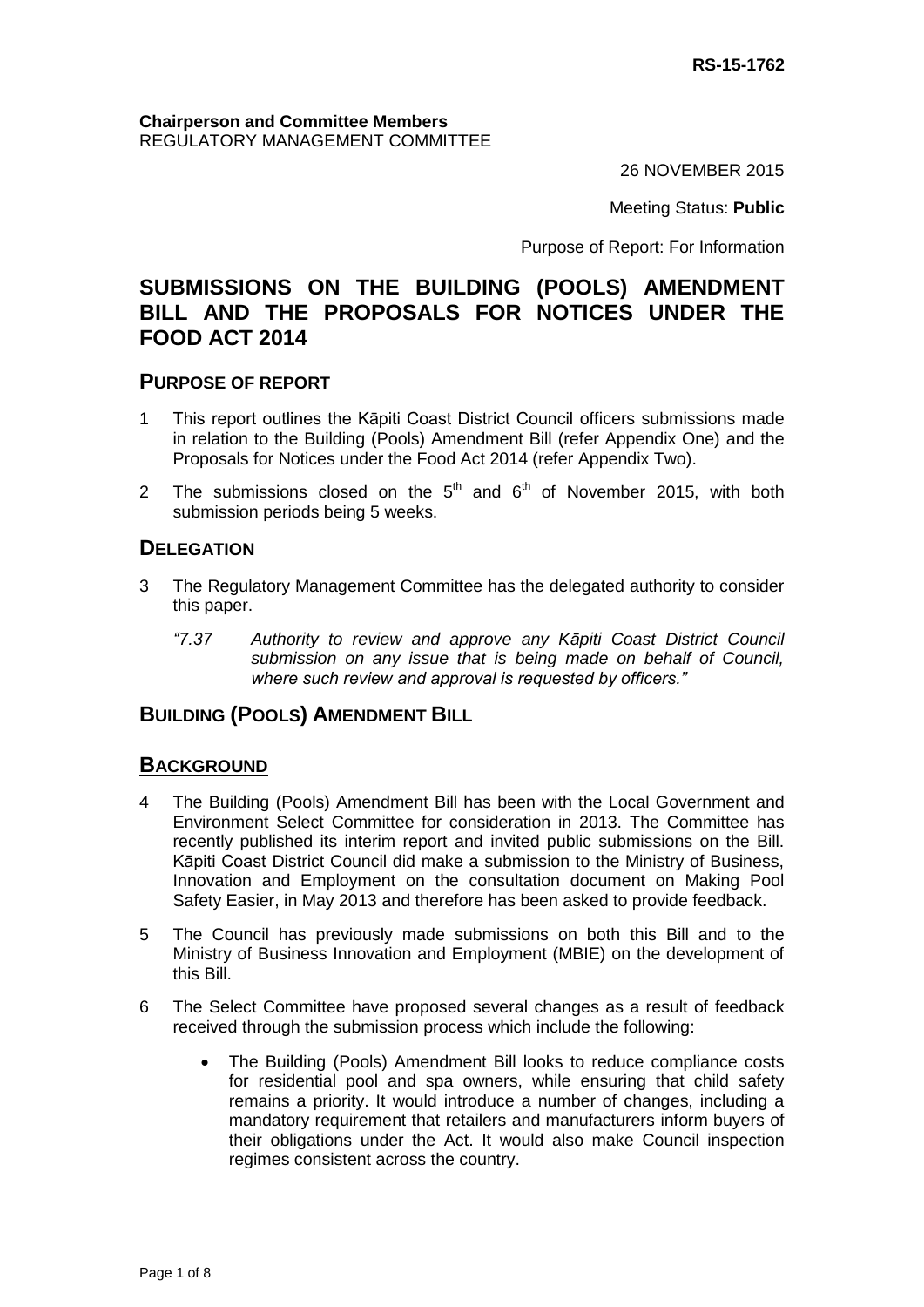RS-15-1762

**Chairperson and Committee Members**
REGULATORY MANAGEMENT COMMITTEE

26 NOVEMBER 2015

Meeting Status: **Public**

Purpose of Report: For Information

# SUBMISSIONS ON THE BUILDING (POOLS) AMENDMENT BILL AND THE PROPOSALS FOR NOTICES UNDER THE FOOD ACT 2014

## PURPOSE OF REPORT

1 This report outlines the Kāpiti Coast District Council officers submissions made in relation to the Building (Pools) Amendment Bill (refer Appendix One) and the Proposals for Notices under the Food Act 2014 (refer Appendix Two).

2 The submissions closed on the 5th and 6th of November 2015, with both submission periods being 5 weeks.

## DELEGATION

3 The Regulatory Management Committee has the delegated authority to consider this paper.

> *"7.37 Authority to review and approve any Kāpiti Coast District Council submission on any issue that is being made on behalf of Council, where such review and approval is requested by officers."*

## BUILDING (POOLS) AMENDMENT BILL

## BACKGROUND

4 The Building (Pools) Amendment Bill has been with the Local Government and Environment Select Committee for consideration in 2013. The Committee has recently published its interim report and invited public submissions on the Bill. Kāpiti Coast District Council did make a submission to the Ministry of Business, Innovation and Employment on the consultation document on Making Pool Safety Easier, in May 2013 and therefore has been asked to provide feedback.

5 The Council has previously made submissions on both this Bill and to the Ministry of Business Innovation and Employment (MBIE) on the development of this Bill.

6 The Select Committee have proposed several changes as a result of feedback received through the submission process which include the following:

- The Building (Pools) Amendment Bill looks to reduce compliance costs for residential pool and spa owners, while ensuring that child safety remains a priority. It would introduce a number of changes, including a mandatory requirement that retailers and manufacturers inform buyers of their obligations under the Act. It would also make Council inspection regimes consistent across the country.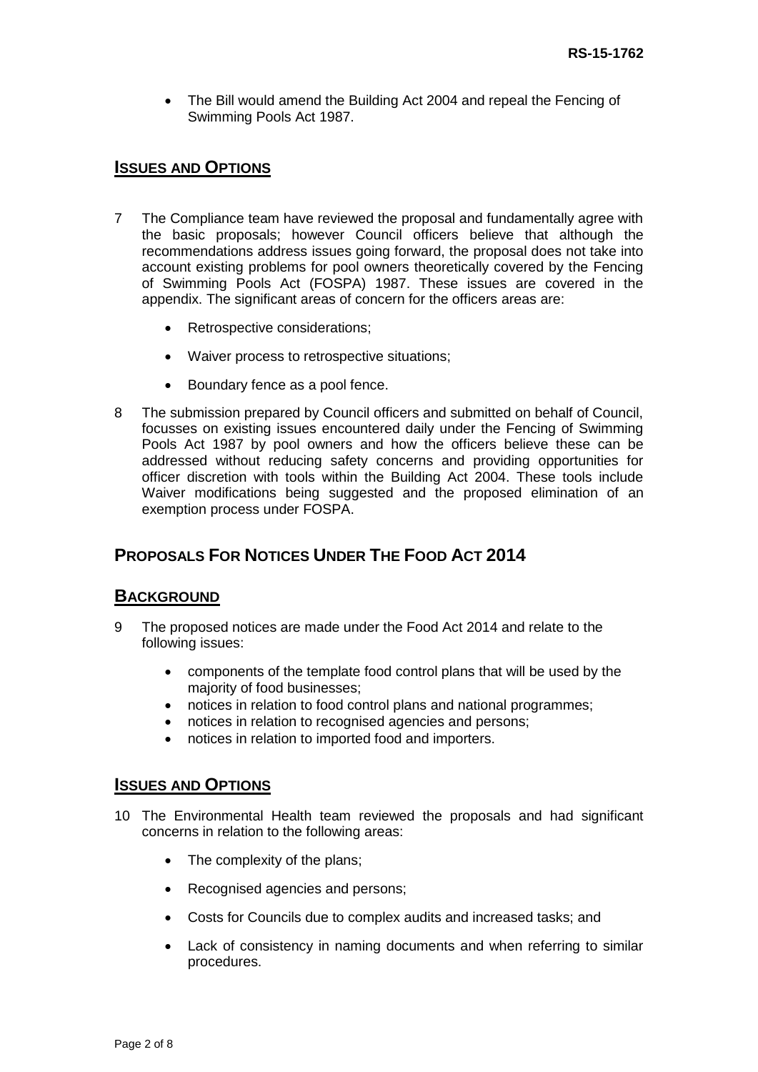- The Bill would amend the Building Act 2004 and repeal the Fencing of Swimming Pools Act 1987.

## Issues and Options

7 The Compliance team have reviewed the proposal and fundamentally agree with the basic proposals; however Council officers believe that although the recommendations address issues going forward, the proposal does not take into account existing problems for pool owners theoretically covered by the Fencing of Swimming Pools Act (FOSPA) 1987. These issues are covered in the appendix. The significant areas of concern for the officers areas are:

   - Retrospective considerations;
   - Waiver process to retrospective situations;
   - Boundary fence as a pool fence.

8 The submission prepared by Council officers and submitted on behalf of Council, focusses on existing issues encountered daily under the Fencing of Swimming Pools Act 1987 by pool owners and how the officers believe these can be addressed without reducing safety concerns and providing opportunities for officer discretion with tools within the Building Act 2004. These tools include Waiver modifications being suggested and the proposed elimination of an exemption process under FOSPA.

# Proposals For Notices Under The Food Act 2014

## Background

9 The proposed notices are made under the Food Act 2014 and relate to the following issues:

   - components of the template food control plans that will be used by the majority of food businesses;
   - notices in relation to food control plans and national programmes;
   - notices in relation to recognised agencies and persons;
   - notices in relation to imported food and importers.

## Issues and Options

10 The Environmental Health team reviewed the proposals and had significant concerns in relation to the following areas:

   - The complexity of the plans;
   - Recognised agencies and persons;
   - Costs for Councils due to complex audits and increased tasks; and
   - Lack of consistency in naming documents and when referring to similar procedures.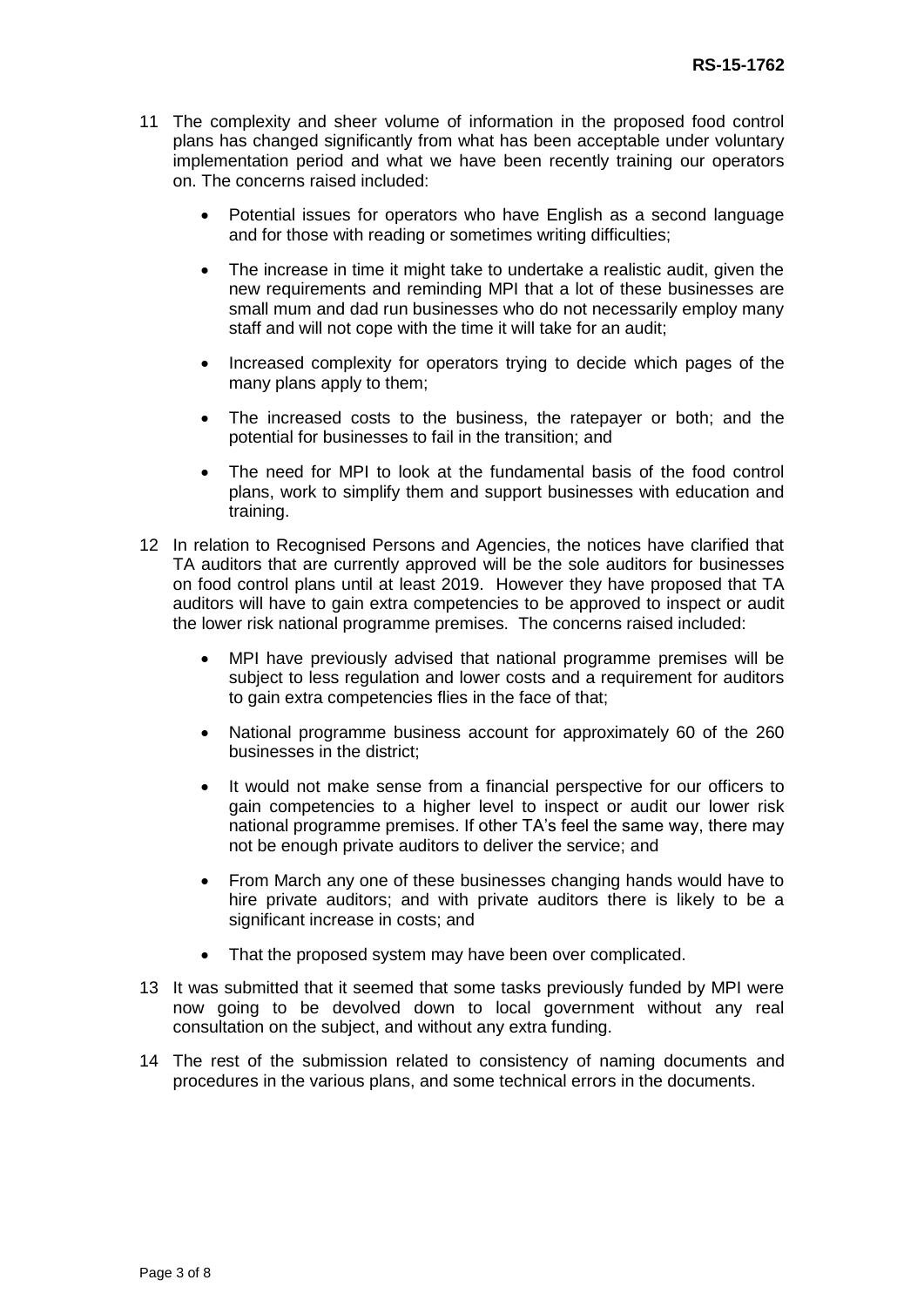11 The complexity and sheer volume of information in the proposed food control plans has changed significantly from what has been acceptable under voluntary implementation period and what we have been recently training our operators on. The concerns raised included:

- Potential issues for operators who have English as a second language and for those with reading or sometimes writing difficulties;
- The increase in time it might take to undertake a realistic audit, given the new requirements and reminding MPI that a lot of these businesses are small mum and dad run businesses who do not necessarily employ many staff and will not cope with the time it will take for an audit;
- Increased complexity for operators trying to decide which pages of the many plans apply to them;
- The increased costs to the business, the ratepayer or both; and the potential for businesses to fail in the transition; and
- The need for MPI to look at the fundamental basis of the food control plans, work to simplify them and support businesses with education and training.

12 In relation to Recognised Persons and Agencies, the notices have clarified that TA auditors that are currently approved will be the sole auditors for businesses on food control plans until at least 2019. However they have proposed that TA auditors will have to gain extra competencies to be approved to inspect or audit the lower risk national programme premises. The concerns raised included:

- MPI have previously advised that national programme premises will be subject to less regulation and lower costs and a requirement for auditors to gain extra competencies flies in the face of that;
- National programme business account for approximately 60 of the 260 businesses in the district;
- It would not make sense from a financial perspective for our officers to gain competencies to a higher level to inspect or audit our lower risk national programme premises. If other TA's feel the same way, there may not be enough private auditors to deliver the service; and
- From March any one of these businesses changing hands would have to hire private auditors; and with private auditors there is likely to be a significant increase in costs; and
- That the proposed system may have been over complicated.

13 It was submitted that it seemed that some tasks previously funded by MPI were now going to be devolved down to local government without any real consultation on the subject, and without any extra funding.

14 The rest of the submission related to consistency of naming documents and procedures in the various plans, and some technical errors in the documents.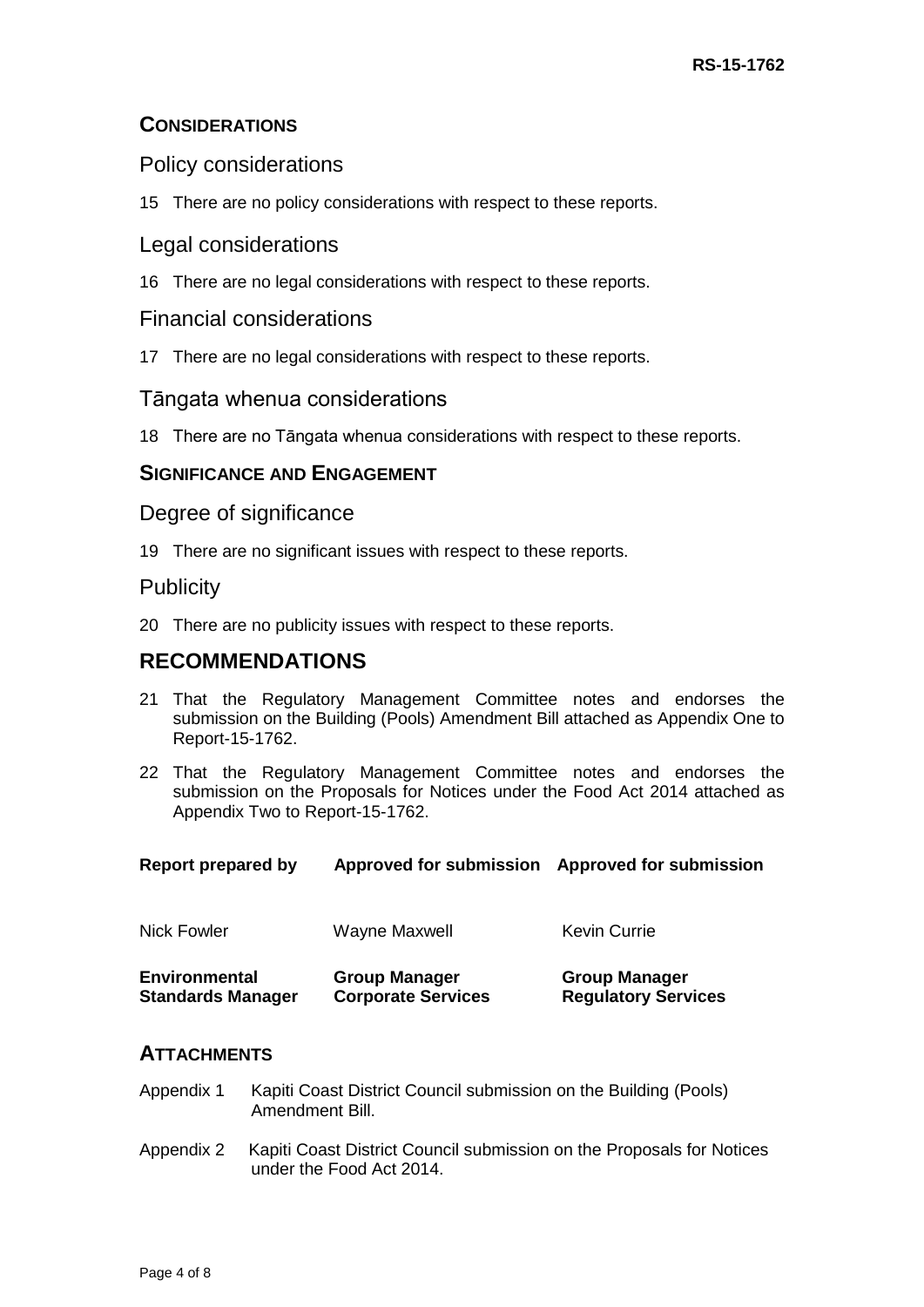## CONSIDERATIONS

### Policy considerations

15 There are no policy considerations with respect to these reports.

### Legal considerations

16 There are no legal considerations with respect to these reports.

### Financial considerations

17 There are no legal considerations with respect to these reports.

### Tāngata whenua considerations

18 There are no Tāngata whenua considerations with respect to these reports.

## SIGNIFICANCE AND ENGAGEMENT

### Degree of significance

19 There are no significant issues with respect to these reports.

### Publicity

20 There are no publicity issues with respect to these reports.

# RECOMMENDATIONS

21 That the Regulatory Management Committee notes and endorses the submission on the Building (Pools) Amendment Bill attached as Appendix One to Report-15-1762.

22 That the Regulatory Management Committee notes and endorses the submission on the Proposals for Notices under the Food Act 2014 attached as Appendix Two to Report-15-1762.

| **Report prepared by** | **Approved for submission** | **Approved for submission** |
|---|---|---|
| Nick Fowler | Wayne Maxwell | Kevin Currie |
| **Environmental Standards Manager** | **Group Manager Corporate Services** | **Group Manager Regulatory Services** |

## ATTACHMENTS

Appendix 1 Kapiti Coast District Council submission on the Building (Pools) Amendment Bill.

Appendix 2 Kapiti Coast District Council submission on the Proposals for Notices under the Food Act 2014.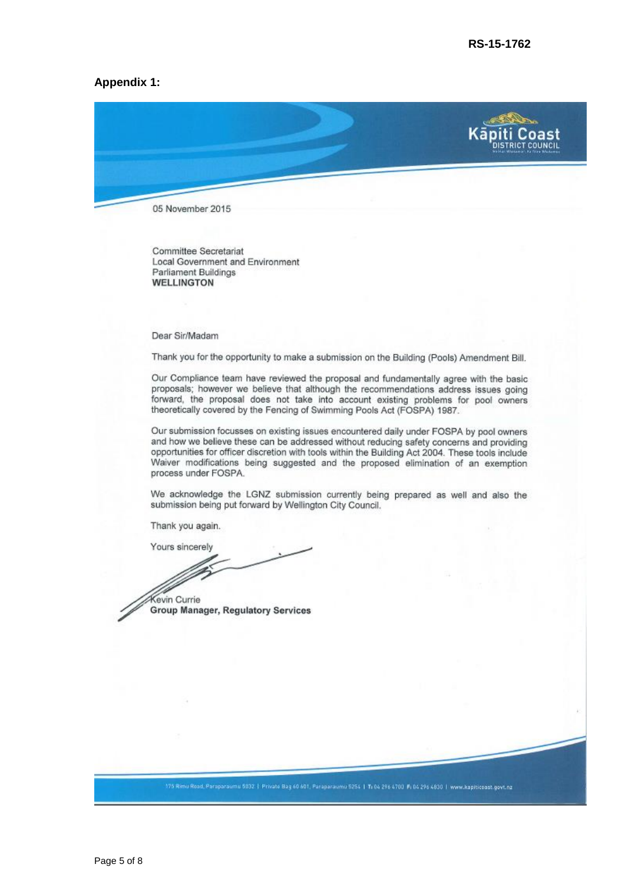RS-15-1762

**Appendix 1:**

Kāpiti Coast DISTRICT COUNCIL

05 November 2015

Committee Secretariat
Local Government and Environment
Parliament Buildings
**WELLINGTON**

Dear Sir/Madam

Thank you for the opportunity to make a submission on the Building (Pools) Amendment Bill.

Our Compliance team have reviewed the proposal and fundamentally agree with the basic proposals; however we believe that although the recommendations address issues going forward, the proposal does not take into account existing problems for pool owners theoretically covered by the Fencing of Swimming Pools Act (FOSPA) 1987.

Our submission focusses on existing issues encountered daily under FOSPA by pool owners and how we believe these can be addressed without reducing safety concerns and providing opportunities for officer discretion with tools within the Building Act 2004. These tools include Waiver modifications being suggested and the proposed elimination of an exemption process under FOSPA.

We acknowledge the LGNZ submission currently being prepared as well and also the submission being put forward by Wellington City Council.

Thank you again.

Yours sincerely

Kevin Currie
**Group Manager, Regulatory Services**

175 Rimu Road, Paraparaumu 5032 | Private Bag 60 601, Paraparaumu 5254 | T: 04 296 4700 F: 04 296 4830 | www.kapiticoast.govt.nz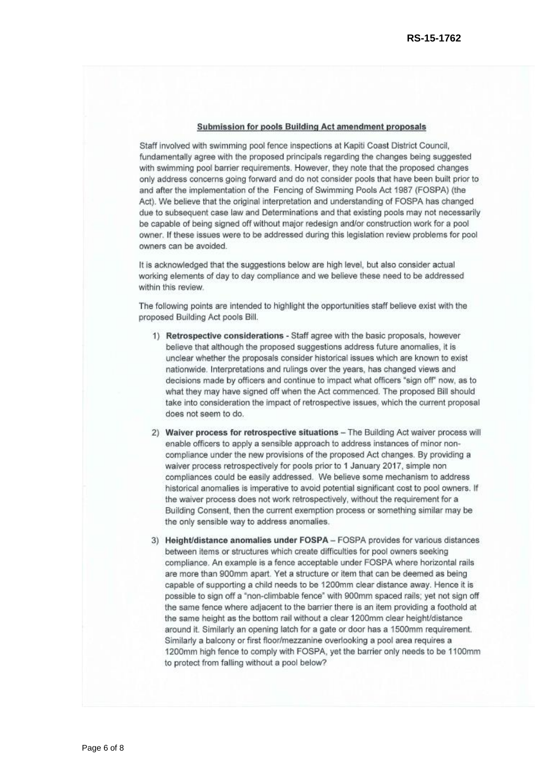RS-15-1762

**Submission for pools Building Act amendment proposals**

Staff involved with swimming pool fence inspections at Kapiti Coast District Council, fundamentally agree with the proposed principals regarding the changes being suggested with swimming pool barrier requirements. However, they note that the proposed changes only address concerns going forward and do not consider pools that have been built prior to and after the implementation of the Fencing of Swimming Pools Act 1987 (FOSPA) (the Act). We believe that the original interpretation and understanding of FOSPA has changed due to subsequent case law and Determinations and that existing pools may not necessarily be capable of being signed off without major redesign and/or construction work for a pool owner. If these issues were to be addressed during this legislation review problems for pool owners can be avoided.

It is acknowledged that the suggestions below are high level, but also consider actual working elements of day to day compliance and we believe these need to be addressed within this review.

The following points are intended to highlight the opportunities staff believe exist with the proposed Building Act pools Bill.

1) **Retrospective considerations** - Staff agree with the basic proposals, however believe that although the proposed suggestions address future anomalies, it is unclear whether the proposals consider historical issues which are known to exist nationwide. Interpretations and rulings over the years, has changed views and decisions made by officers and continue to impact what officers "sign off" now, as to what they may have signed off when the Act commenced. The proposed Bill should take into consideration the impact of retrospective issues, which the current proposal does not seem to do.

2) **Waiver process for retrospective situations** – The Building Act waiver process will enable officers to apply a sensible approach to address instances of minor non-compliance under the new provisions of the proposed Act changes. By providing a waiver process retrospectively for pools prior to 1 January 2017, simple non compliances could be easily addressed. We believe some mechanism to address historical anomalies is imperative to avoid potential significant cost to pool owners. If the waiver process does not work retrospectively, without the requirement for a Building Consent, then the current exemption process or something similar may be the only sensible way to address anomalies.

3) **Height/distance anomalies under FOSPA** – FOSPA provides for various distances between items or structures which create difficulties for pool owners seeking compliance. An example is a fence acceptable under FOSPA where horizontal rails are more than 900mm apart. Yet a structure or item that can be deemed as being capable of supporting a child needs to be 1200mm clear distance away. Hence it is possible to sign off a "non-climbable fence" with 900mm spaced rails; yet not sign off the same fence where adjacent to the barrier there is an item providing a foothold at the same height as the bottom rail without a clear 1200mm clear height/distance around it. Similarly an opening latch for a gate or door has a 1500mm requirement. Similarly a balcony or first floor/mezzanine overlooking a pool area requires a 1200mm high fence to comply with FOSPA, yet the barrier only needs to be 1100mm to protect from falling without a pool below?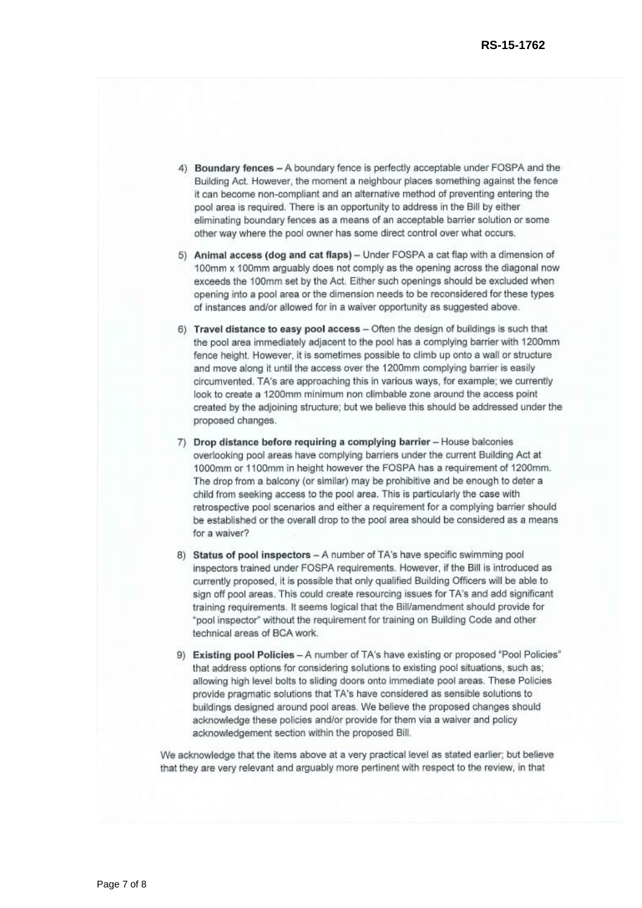4) **Boundary fences** – A boundary fence is perfectly acceptable under FOSPA and the Building Act. However, the moment a neighbour places something against the fence it can become non-compliant and an alternative method of preventing entering the pool area is required. There is an opportunity to address in the Bill by either eliminating boundary fences as a means of an acceptable barrier solution or some other way where the pool owner has some direct control over what occurs.

5) **Animal access (dog and cat flaps)** – Under FOSPA a cat flap with a dimension of 100mm x 100mm arguably does not comply as the opening across the diagonal now exceeds the 100mm set by the Act. Either such openings should be excluded when opening into a pool area or the dimension needs to be reconsidered for these types of instances and/or allowed for in a waiver opportunity as suggested above.

6) **Travel distance to easy pool access** – Often the design of buildings is such that the pool area immediately adjacent to the pool has a complying barrier with 1200mm fence height. However, it is sometimes possible to climb up onto a wall or structure and move along it until the access over the 1200mm complying barrier is easily circumvented. TA's are approaching this in various ways, for example; we currently look to create a 1200mm minimum non climbable zone around the access point created by the adjoining structure; but we believe this should be addressed under the proposed changes.

7) **Drop distance before requiring a complying barrier** – House balconies overlooking pool areas have complying barriers under the current Building Act at 1000mm or 1100mm in height however the FOSPA has a requirement of 1200mm. The drop from a balcony (or similar) may be prohibitive and be enough to deter a child from seeking access to the pool area. This is particularly the case with retrospective pool scenarios and either a requirement for a complying barrier should be established or the overall drop to the pool area should be considered as a means for a waiver?

8) **Status of pool inspectors** – A number of TA's have specific swimming pool inspectors trained under FOSPA requirements. However, if the Bill is introduced as currently proposed, it is possible that only qualified Building Officers will be able to sign off pool areas. This could create resourcing issues for TA's and add significant training requirements. It seems logical that the Bill/amendment should provide for "pool inspector" without the requirement for training on Building Code and other technical areas of BCA work.

9) **Existing pool Policies** – A number of TA's have existing or proposed "Pool Policies" that address options for considering solutions to existing pool situations, such as; allowing high level bolts to sliding doors onto immediate pool areas. These Policies provide pragmatic solutions that TA's have considered as sensible solutions to buildings designed around pool areas. We believe the proposed changes should acknowledge these policies and/or provide for them via a waiver and policy acknowledgement section within the proposed Bill.

We acknowledge that the items above at a very practical level as stated earlier; but believe that they are very relevant and arguably more pertinent with respect to the review, in that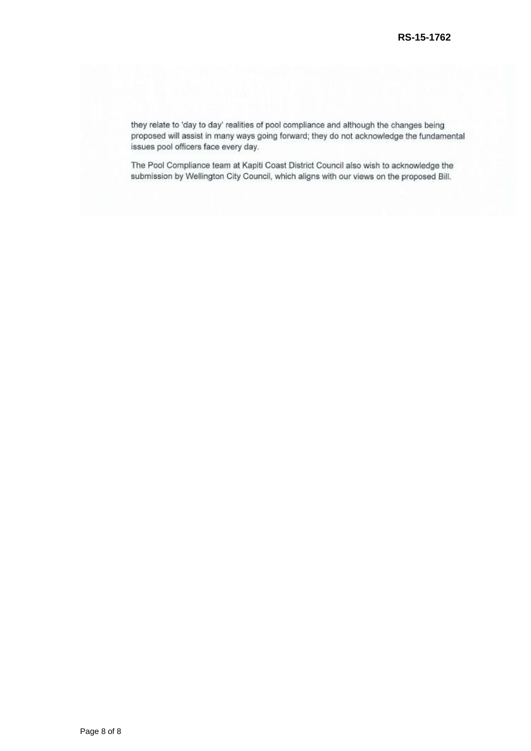they relate to 'day to day' realities of pool compliance and although the changes being proposed will assist in many ways going forward; they do not acknowledge the fundamental issues pool officers face every day.

The Pool Compliance team at Kapiti Coast District Council also wish to acknowledge the submission by Wellington City Council, which aligns with our views on the proposed Bill.